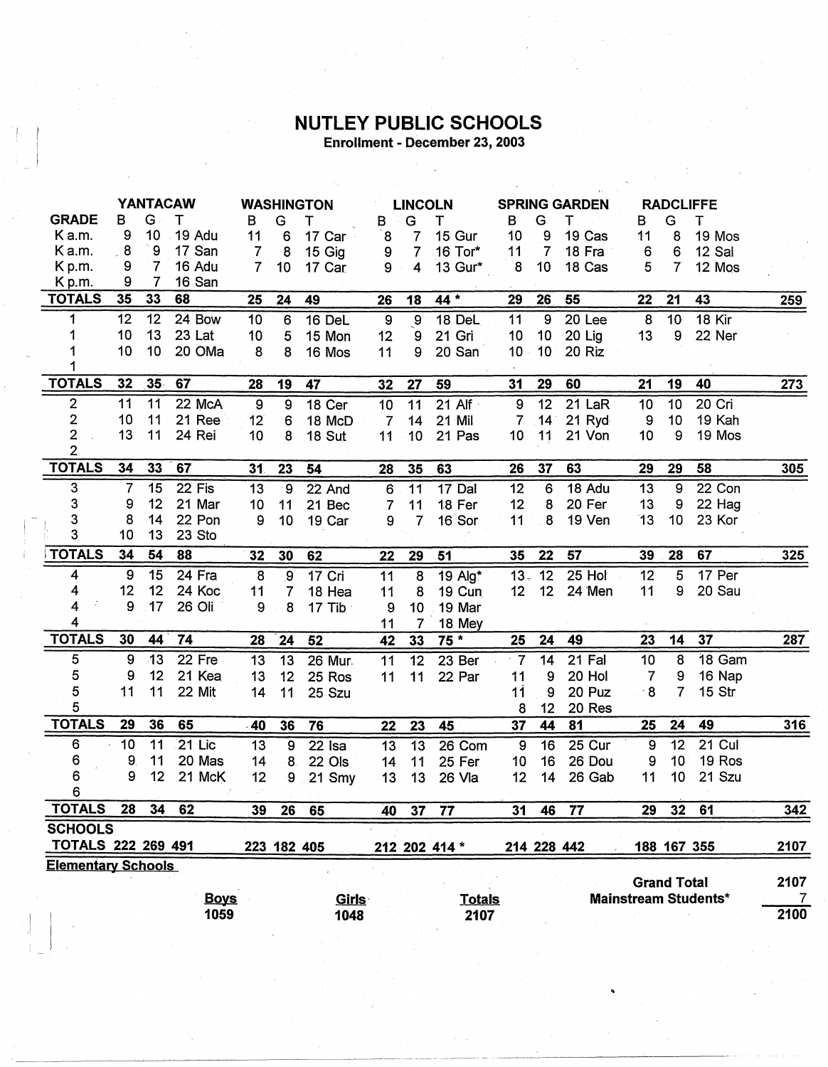# NUTLEY PUBLIC SCHOOLS

**Enrollment - December 23, 2003**

| GRADE | YANTACAW B | G | T | | WASHINGTON B | G | T | | LINCOLN B | G | T | | SPRING GARDEN B | G | T | | RADCLIFFE B | G | T | | |
|---|---|---|---|---|---|---|---|---|---|---|---|---|---|---|---|---|---|---|---|---|---|
| K a.m. | 9 | 10 | 19 | Adu | 11 | 6 | 17 | Car | 8 | 7 | 15 | Gur | 10 | 9 | 19 | Cas | 11 | 8 | 19 | Mos | |
| K a.m. | 8 | 9 | 17 | San | 7 | 8 | 15 | Gig | 9 | 7 | 16 | Tor* | 11 | 7 | 18 | Fra | 6 | 6 | 12 | Sal | |
| K p.m. | 9 | 7 | 16 | Adu | 7 | 10 | 17 | Car | 9 | 4 | 13 | Gur* | 8 | 10 | 18 | Cas | 5 | 7 | 12 | Mos | |
| K p.m. | 9 | 7 | 16 | San | | | | | | | | | | | | | | | | | |
| **TOTALS** | **35** | **33** | **68** | | **25** | **24** | **49** | | **26** | **18** | **44 *** | | **29** | **26** | **55** | | **22** | **21** | **43** | | **259** |
| 1 | 12 | 12 | 24 | Bow | 10 | 6 | 16 | DeL | 9 | 9 | 18 | DeL | 11 | 9 | 20 | Lee | 8 | 10 | 18 | Kir | |
| 1 | 10 | 13 | 23 | Lat | 10 | 5 | 15 | Mon | 12 | 9 | 21 | Gri | 10 | 10 | 20 | Lig | 13 | 9 | 22 | Ner | |
| 1 | 10 | 10 | 20 | OMa | 8 | 8 | 16 | Mos | 11 | 9 | 20 | San | 10 | 10 | 20 | Riz | | | | | |
| 1 | | | | | | | | | | | | | | | | | | | | | |
| **TOTALS** | **32** | **35** | **67** | | **28** | **19** | **47** | | **32** | **27** | **59** | | **31** | **29** | **60** | | **21** | **19** | **40** | | **273** |
| 2 | 11 | 11 | 22 | McA | 9 | 9 | 18 | Cer | 10 | 11 | 21 | Alf | 9 | 12 | 21 | LaR | 10 | 10 | 20 | Cri | |
| 2 | 10 | 11 | 21 | Ree | 12 | 6 | 18 | McD | 7 | 14 | 21 | Mil | 7 | 14 | 21 | Ryd | 9 | 10 | 19 | Kah | |
| 2 | 13 | 11 | 24 | Rei | 10 | 8 | 18 | Sut | 11 | 10 | 21 | Pas | 10 | 11 | 21 | Von | 10 | 9 | 19 | Mos | |
| 2 | | | | | | | | | | | | | | | | | | | | | |
| **TOTALS** | **34** | **33** | **67** | | **31** | **23** | **54** | | **28** | **35** | **63** | | **26** | **37** | **63** | | **29** | **29** | **58** | | **305** |
| 3 | 7 | 15 | 22 | Fis | 13 | 9 | 22 | And | 6 | 11 | 17 | Dal | 12 | 6 | 18 | Adu | 13 | 9 | 22 | Con | |
| 3 | 9 | 12 | 21 | Mar | 10 | 11 | 21 | Bec | 7 | 11 | 18 | Fer | 12 | 8 | 20 | Fer | 13 | 9 | 22 | Hag | |
| 3 | 8 | 14 | 22 | Pon | 9 | 10 | 19 | Car | 9 | 7 | 16 | Sor | 11 | 8 | 19 | Ven | 13 | 10 | 23 | Kor | |
| 3 | 10 | 13 | 23 | Sto | | | | | | | | | | | | | | | | | |
| **TOTALS** | **34** | **54** | **88** | | **32** | **30** | **62** | | **22** | **29** | **51** | | **35** | **22** | **57** | | **39** | **28** | **67** | | **325** |
| 4 | 9 | 15 | 24 | Fra | 8 | 9 | 17 | Cri | 11 | 8 | 19 | Alg* | 13 | 12 | 25 | Hol | 12 | 5 | 17 | Per | |
| 4 | 12 | 12 | 24 | Koc | 11 | 7 | 18 | Hea | 11 | 8 | 19 | Cun | 12 | 12 | 24 | Men | 11 | 9 | 20 | Sau | |
| 4 | 9 | 17 | 26 | Oli | 9 | 8 | 17 | Tib | 9 | 10 | 19 | Mar | | | | | | | | | |
| 4 | | | | | | | | | 11 | 7 | 18 | Mey | | | | | | | | | |
| **TOTALS** | **30** | **44** | **74** | | **28** | **24** | **52** | | **42** | **33** | **75 *** | | **25** | **24** | **49** | | **23** | **14** | **37** | | **287** |
| 5 | 9 | 13 | 22 | Fre | 13 | 13 | 26 | Mur | 11 | 12 | 23 | Ber | 7 | 14 | 21 | Fal | 10 | 8 | 18 | Gam | |
| 5 | 9 | 12 | 21 | Kea | 13 | 12 | 25 | Ros | 11 | 11 | 22 | Par | 11 | 9 | 20 | Hol | 7 | 9 | 16 | Nap | |
| 5 | 11 | 11 | 22 | Mit | 14 | 11 | 25 | Szu | | | | | 11 | 9 | 20 | Puz | 8 | 7 | 15 | Str | |
| 5 | | | | | | | | | | | | | 8 | 12 | 20 | Res | | | | | |
| **TOTALS** | **29** | **36** | **65** | | **40** | **36** | **76** | | **22** | **23** | **45** | | **37** | **44** | **81** | | **25** | **24** | **49** | | **316** |
| 6 | 10 | 11 | 21 | Lic | 13 | 9 | 22 | Isa | 13 | 13 | 26 | Com | 9 | 16 | 25 | Cur | 9 | 12 | 21 | Cul | |
| 6 | 9 | 11 | 20 | Mas | 14 | 8 | 22 | Ols | 14 | 11 | 25 | Fer | 10 | 16 | 26 | Dou | 9 | 10 | 19 | Ros | |
| 6 | 9 | 12 | 21 | McK | 12 | 9 | 21 | Smy | 13 | 13 | 26 | Vla | 12 | 14 | 26 | Gab | 11 | 10 | 21 | Szu | |
| 6 | | | | | | | | | | | | | | | | | | | | | |
| **TOTALS** | **28** | **34** | **62** | | **39** | **26** | **65** | | **40** | **37** | **77** | | **31** | **46** | **77** | | **29** | **32** | **61** | | **342** |
| **SCHOOLS TOTALS** | **222** | **269** | **491** | | **223** | **182** | **405** | | **212** | **202** | **414 *** | | **214** | **228** | **442** | | **188** | **167** | **355** | | **2107** |

**Elementary Schools**

| Boys | Girls | Totals |
|---|---|---|
| 1059 | 1048 | 2107 |

| | |
|---|---|
| **Grand Total** | **2107** |
| **Mainstream Students*** | **7** |
| | **2100** |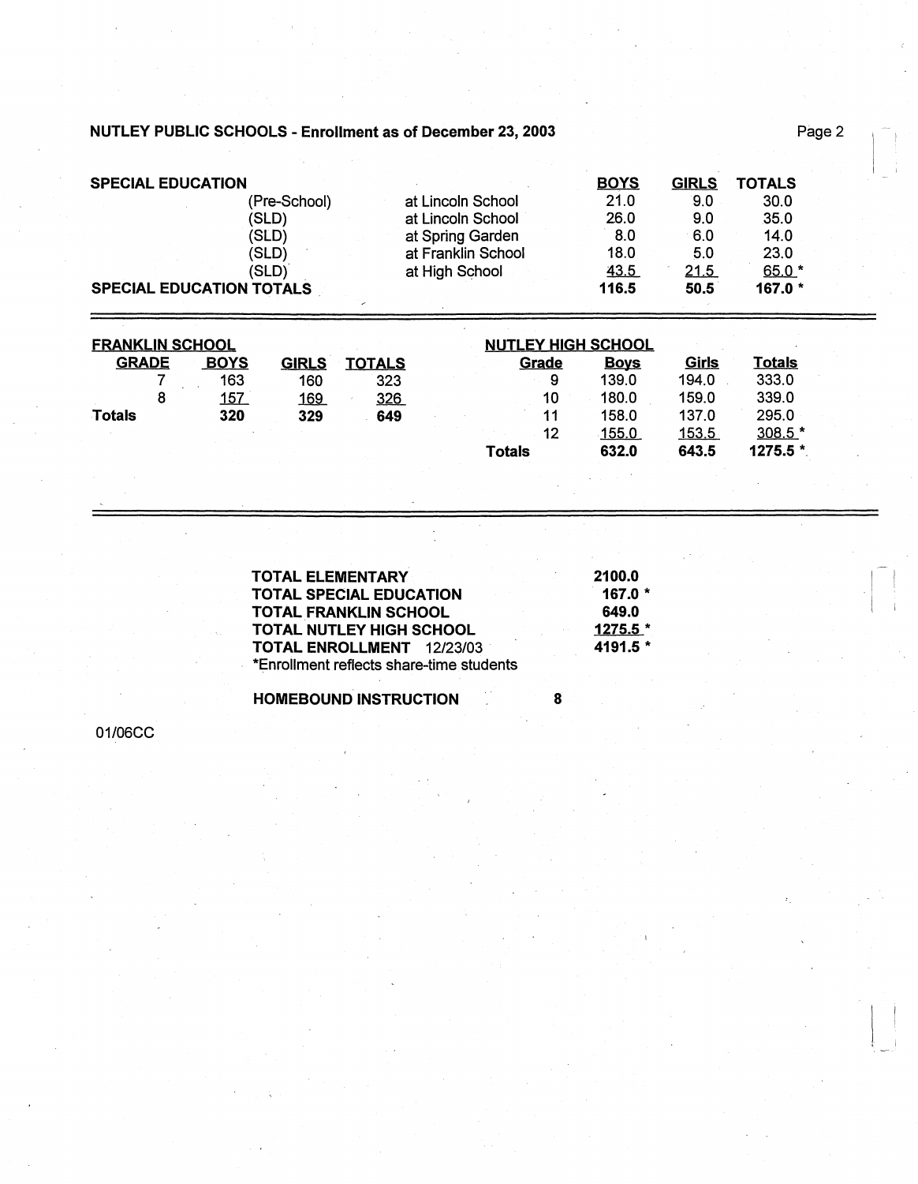NUTLEY PUBLIC SCHOOLS - Enrollment as of December 23, 2003

| SPECIAL EDUCATION | | | BOYS | GIRLS | TOTALS |
|---|---|---|---|---|---|
| | (Pre-School) | at Lincoln School | 21.0 | 9.0 | 30.0 |
| | (SLD) | at Lincoln School | 26.0 | 9.0 | 35.0 |
| | (SLD) | at Spring Garden | 8.0 | 6.0 | 14.0 |
| | (SLD) | at Franklin School | 18.0 | 5.0 | 23.0 |
| | (SLD) | at High School | 43.5 | 21.5 | 65.0 * |
| **SPECIAL EDUCATION TOTALS** | | | **116.5** | **50.5** | **167.0 *** |

**FRANKLIN SCHOOL**

| GRADE | BOYS | GIRLS | TOTALS |
|---|---|---|---|
| 7 | 163 | 160 | 323 |
| 8 | 157 | 169 | 326 |
| **Totals** | **320** | **329** | **649** |

**NUTLEY HIGH SCHOOL**

| Grade | Boys | Girls | Totals |
|---|---|---|---|
| 9 | 139.0 | 194.0 | 333.0 |
| 10 | 180.0 | 159.0 | 339.0 |
| 11 | 158.0 | 137.0 | 295.0 |
| 12 | 155.0 | 153.5 | 308.5 * |
| **Totals** | **632.0** | **643.5** | **1275.5 *** |

| | |
|---|---|
| **TOTAL ELEMENTARY** | **2100.0** |
| **TOTAL SPECIAL EDUCATION** | **167.0 *** |
| **TOTAL FRANKLIN SCHOOL** | **649.0** |
| **TOTAL NUTLEY HIGH SCHOOL** | **1275.5 *** |
| **TOTAL ENROLLMENT** 12/23/03 | **4191.5 *** |

*Enrollment reflects share-time students

**HOMEBOUND INSTRUCTION** **8**

01/06CC